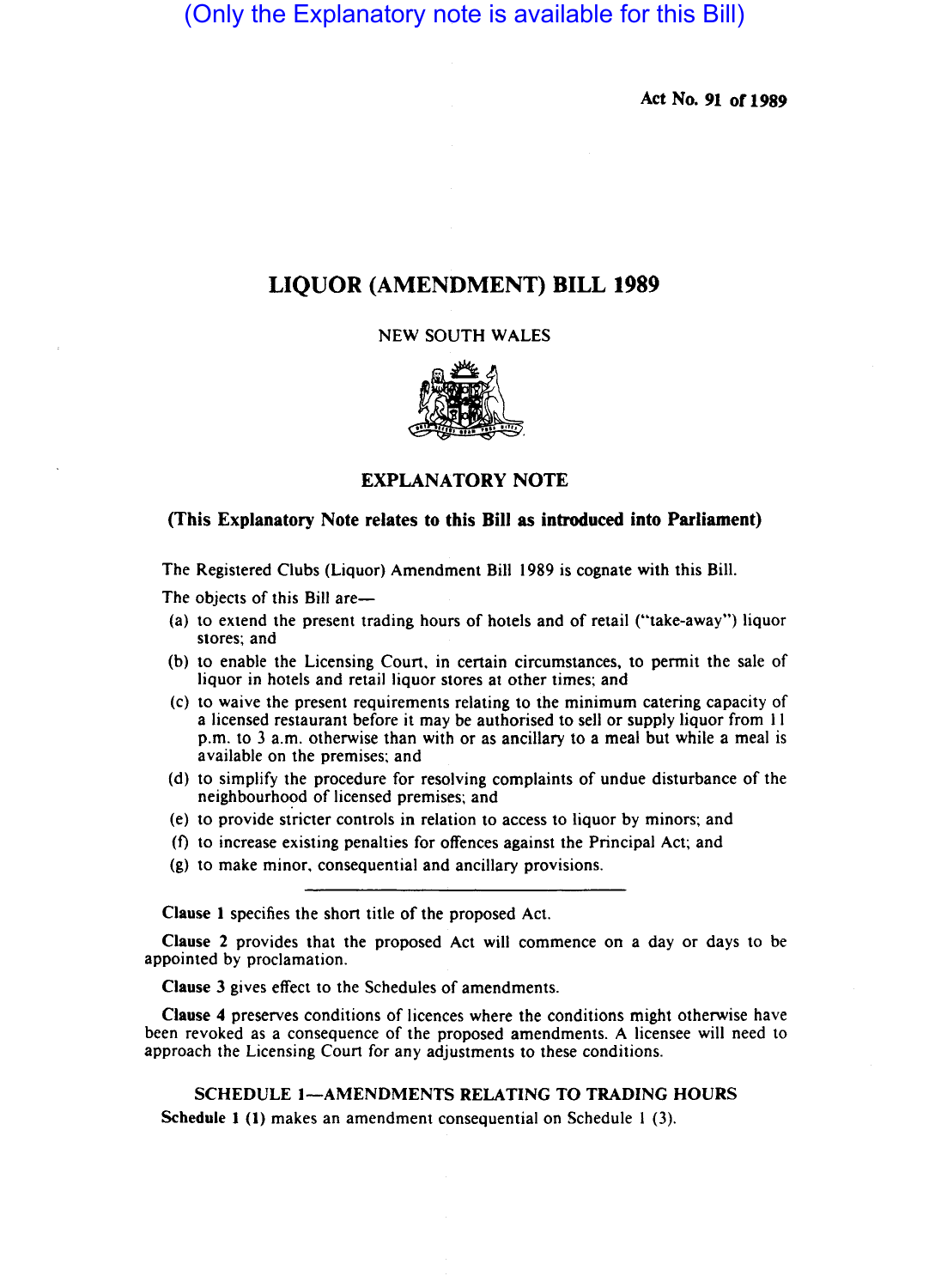(Only the Explanatory note is available for this Bill)

Act No. 91 of 1989

# LIQUOR (AMENDMENT) BILL 1989

NEW SOUTH WALES

## EXPLANATORY NOTE

**(This Explanatory Note relates to this Bill as introduced into Parliament)**

The Registered Clubs (Liquor) Amendment Bill 1989 is cognate with this Bill.

The objects of this Bill are—

(a) to extend the present trading hours of hotels and of retail ("take-away") liquor stores; and

(b) to enable the Licensing Court, in certain circumstances, to permit the sale of liquor in hotels and retail liquor stores at other times; and

(c) to waive the present requirements relating to the minimum catering capacity of a licensed restaurant before it may be authorised to sell or supply liquor from 11 p.m. to 3 a.m. otherwise than with or as ancillary to a meal but while a meal is available on the premises; and

(d) to simplify the procedure for resolving complaints of undue disturbance of the neighbourhood of licensed premises; and

(e) to provide stricter controls in relation to access to liquor by minors; and

(f) to increase existing penalties for offences against the Principal Act; and

(g) to make minor, consequential and ancillary provisions.

---

**Clause 1** specifies the short title of the proposed Act.

**Clause 2** provides that the proposed Act will commence on a day or days to be appointed by proclamation.

**Clause 3** gives effect to the Schedules of amendments.

**Clause 4** preserves conditions of licences where the conditions might otherwise have been revoked as a consequence of the proposed amendments. A licensee will need to approach the Licensing Court for any adjustments to these conditions.

### SCHEDULE 1—AMENDMENTS RELATING TO TRADING HOURS

**Schedule 1 (1)** makes an amendment consequential on Schedule 1 (3).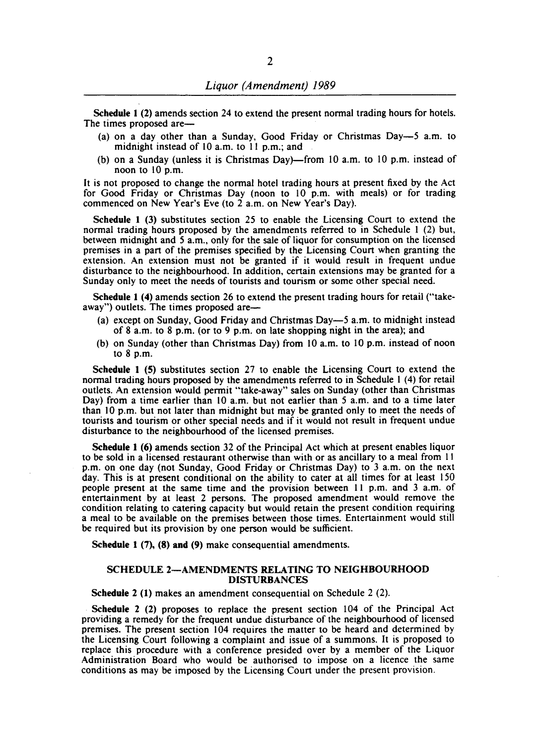**Schedule 1 (2)** amends section 24 to extend the present normal trading hours for hotels. The times proposed are—

(a) on a day other than a Sunday, Good Friday or Christmas Day—5 a.m. to midnight instead of 10 a.m. to 11 p.m.; and

(b) on a Sunday (unless it is Christmas Day)—from 10 a.m. to 10 p.m. instead of noon to 10 p.m.

It is not proposed to change the normal hotel trading hours at present fixed by the Act for Good Friday or Christmas Day (noon to 10 p.m. with meals) or for trading commenced on New Year's Eve (to 2 a.m. on New Year's Day).

**Schedule 1 (3)** substitutes section 25 to enable the Licensing Court to extend the normal trading hours proposed by the amendments referred to in Schedule 1 (2) but, between midnight and 5 a.m., only for the sale of liquor for consumption on the licensed premises in a part of the premises specified by the Licensing Court when granting the extension. An extension must not be granted if it would result in frequent undue disturbance to the neighbourhood. In addition, certain extensions may be granted for a Sunday only to meet the needs of tourists and tourism or some other special need.

**Schedule 1 (4)** amends section 26 to extend the present trading hours for retail ("take-away") outlets. The times proposed are—

(a) except on Sunday, Good Friday and Christmas Day—5 a.m. to midnight instead of 8 a.m. to 8 p.m. (or to 9 p.m. on late shopping night in the area); and

(b) on Sunday (other than Christmas Day) from 10 a.m. to 10 p.m. instead of noon to 8 p.m.

**Schedule 1 (5)** substitutes section 27 to enable the Licensing Court to extend the normal trading hours proposed by the amendments referred to in Schedule 1 (4) for retail outlets. An extension would permit "take-away" sales on Sunday (other than Christmas Day) from a time earlier than 10 a.m. but not earlier than 5 a.m. and to a time later than 10 p.m. but not later than midnight but may be granted only to meet the needs of tourists and tourism or other special needs and if it would not result in frequent undue disturbance to the neighbourhood of the licensed premises.

**Schedule 1 (6)** amends section 32 of the Principal Act which at present enables liquor to be sold in a licensed restaurant otherwise than with or as ancillary to a meal from 11 p.m. on one day (not Sunday, Good Friday or Christmas Day) to 3 a.m. on the next day. This is at present conditional on the ability to cater at all times for at least 150 people present at the same time and the provision between 11 p.m. and 3 a.m. of entertainment by at least 2 persons. The proposed amendment would remove the condition relating to catering capacity but would retain the present condition requiring a meal to be available on the premises between those times. Entertainment would still be required but its provision by one person would be sufficient.

**Schedule 1 (7), (8) and (9)** make consequential amendments.

## SCHEDULE 2—AMENDMENTS RELATING TO NEIGHBOURHOOD DISTURBANCES

**Schedule 2 (1)** makes an amendment consequential on Schedule 2 (2).

**Schedule 2 (2)** proposes to replace the present section 104 of the Principal Act providing a remedy for the frequent undue disturbance of the neighbourhood of licensed premises. The present section 104 requires the matter to be heard and determined by the Licensing Court following a complaint and issue of a summons. It is proposed to replace this procedure with a conference presided over by a member of the Liquor Administration Board who would be authorised to impose on a licence the same conditions as may be imposed by the Licensing Court under the present provision.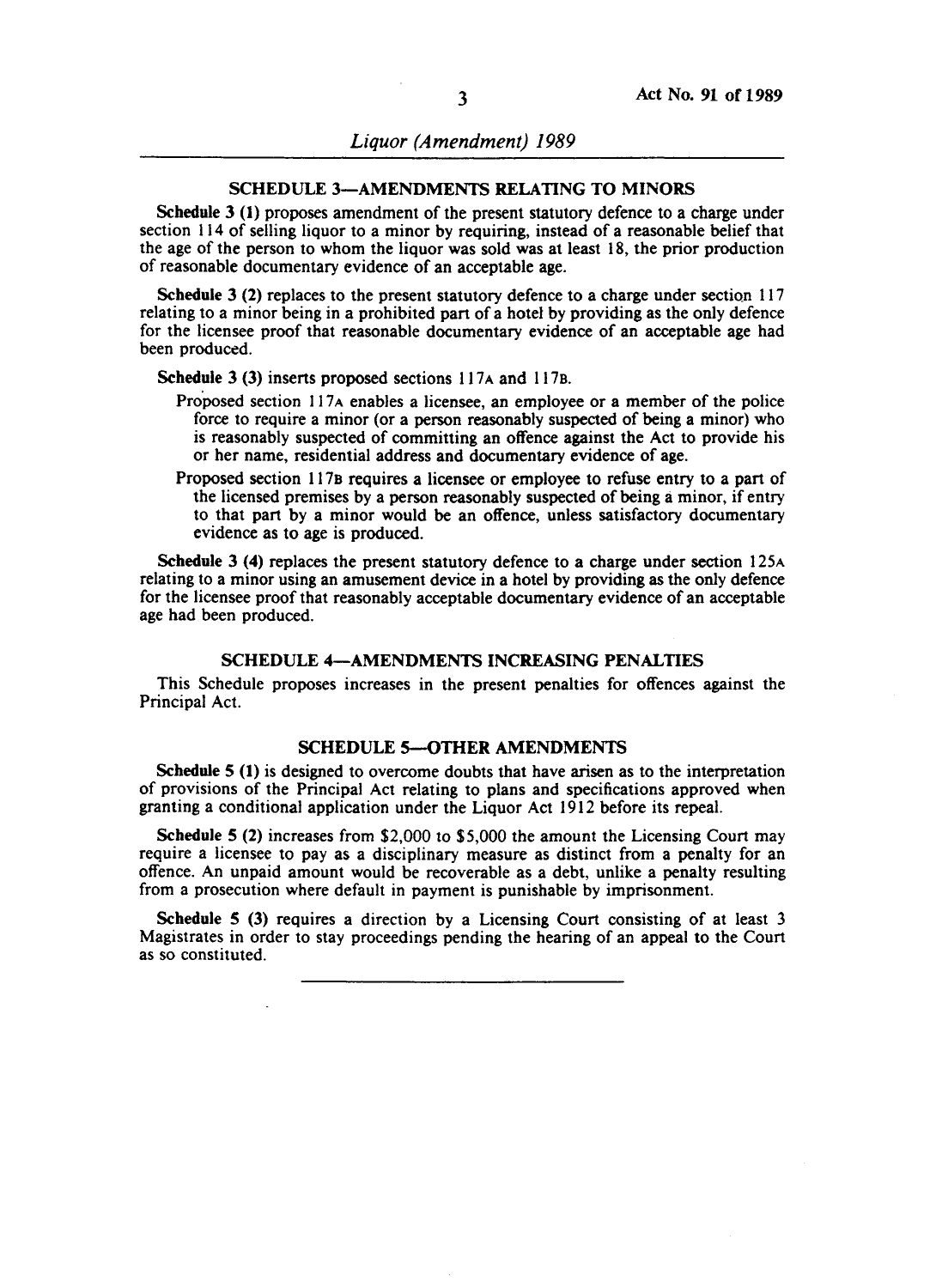## SCHEDULE 3—AMENDMENTS RELATING TO MINORS

**Schedule 3 (1)** proposes amendment of the present statutory defence to a charge under section 114 of selling liquor to a minor by requiring, instead of a reasonable belief that the age of the person to whom the liquor was sold was at least 18, the prior production of reasonable documentary evidence of an acceptable age.

**Schedule 3 (2)** replaces to the present statutory defence to a charge under section 117 relating to a minor being in a prohibited part of a hotel by providing as the only defence for the licensee proof that reasonable documentary evidence of an acceptable age had been produced.

**Schedule 3 (3)** inserts proposed sections 117A and 117B.

Proposed section 117A enables a licensee, an employee or a member of the police force to require a minor (or a person reasonably suspected of being a minor) who is reasonably suspected of committing an offence against the Act to provide his or her name, residential address and documentary evidence of age.

Proposed section 117B requires a licensee or employee to refuse entry to a part of the licensed premises by a person reasonably suspected of being a minor, if entry to that part by a minor would be an offence, unless satisfactory documentary evidence as to age is produced.

**Schedule 3 (4)** replaces the present statutory defence to a charge under section 125A relating to a minor using an amusement device in a hotel by providing as the only defence for the licensee proof that reasonably acceptable documentary evidence of an acceptable age had been produced.

## SCHEDULE 4—AMENDMENTS INCREASING PENALTIES

This Schedule proposes increases in the present penalties for offences against the Principal Act.

## SCHEDULE 5—OTHER AMENDMENTS

**Schedule 5 (1)** is designed to overcome doubts that have arisen as to the interpretation of provisions of the Principal Act relating to plans and specifications approved when granting a conditional application under the Liquor Act 1912 before its repeal.

**Schedule 5 (2)** increases from $2,000 to $5,000 the amount the Licensing Court may require a licensee to pay as a disciplinary measure as distinct from a penalty for an offence. An unpaid amount would be recoverable as a debt, unlike a penalty resulting from a prosecution where default in payment is punishable by imprisonment.

**Schedule 5 (3)** requires a direction by a Licensing Court consisting of at least 3 Magistrates in order to stay proceedings pending the hearing of an appeal to the Court as so constituted.